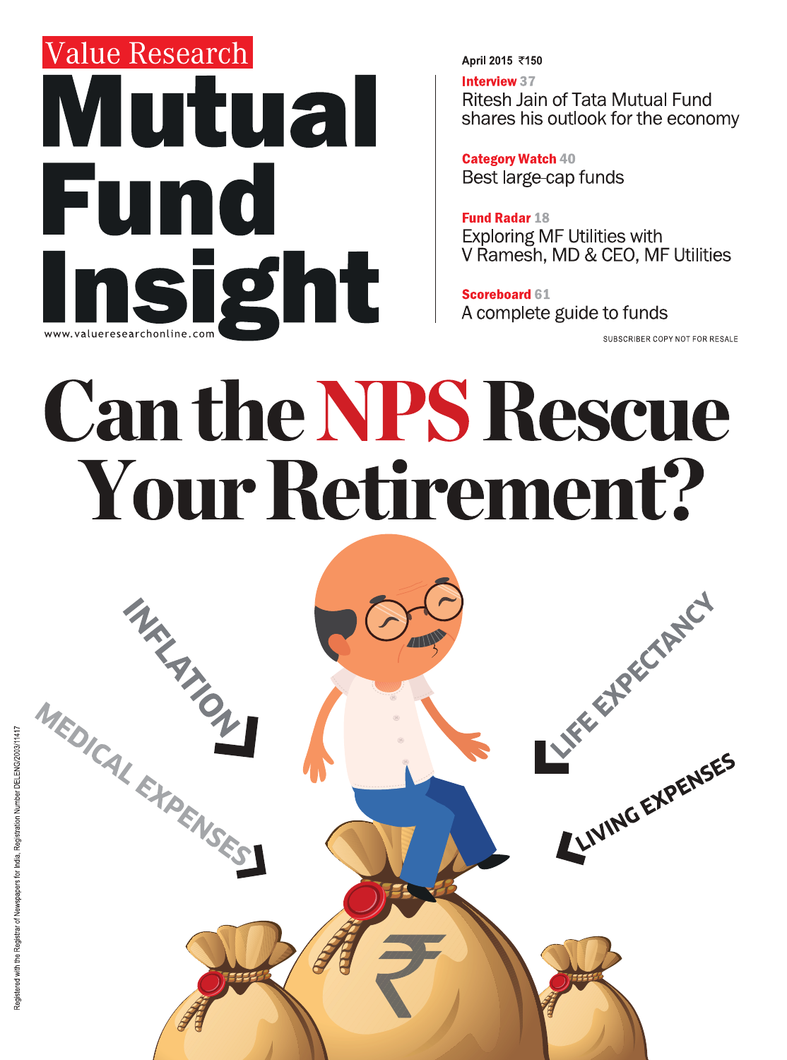Value Research

# Mutual Fund Insight

www.valueresearchonline.com

April 2015 ₹150

**Interview** 37
Ritesh Jain of Tata Mutual Fund shares his outlook for the economy

**Category Watch** 40
Best large-cap funds

**Fund Radar** 18
Exploring MF Utilities with V Ramesh, MD & CEO, MF Utilities

**Scoreboard** 61
A complete guide to funds

SUBSCRIBER COPY NOT FOR RESALE

# Can the NPS Rescue Your Retirement?

INFLATION

MEDICAL EXPENSES

LIFE EXPECTANCY

LIVING EXPENSES

Registered with the Registrar of Newspapers for India, Registration Number DELENG/2003/11417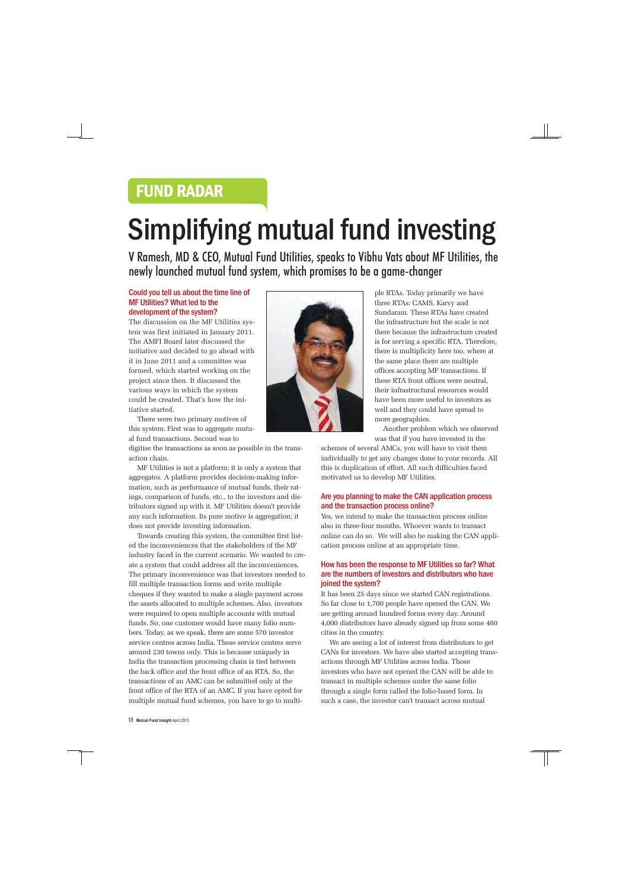FUND RADAR

# Simplifying mutual fund investing

V Ramesh, MD & CEO, Mutual Fund Utilities, speaks to Vibhu Vats about MF Utilities, the newly launched mutual fund system, which promises to be a game-changer

### Could you tell us about the time line of MF Utilities? What led to the development of the system?

The discussion on the MF Utilities system was first initiated in January 2011. The AMFI Board later discussed the initiative and decided to go ahead with it in June 2011 and a committee was formed, which started working on the project since then. It discussed the various ways in which the system could be created. That's how the initiative started.

There were two primary motives of this system. First was to aggregate mutual fund transactions. Second was to digitise the transactions as soon as possible in the transaction chain.

MF Utilities is not a platform; it is only a system that aggregates. A platform provides decision-making information, such as performance of mutual funds, their ratings, comparison of funds, etc., to the investors and distributors signed up with it. MF Utilities doesn't provide any such information. Its pure motive is aggregation; it does not provide investing information.

Towards creating this system, the committee first listed the inconveniences that the stakeholders of the MF industry faced in the current scenario. We wanted to create a system that could address all the inconveniences. The primary inconvenience was that investors needed to fill multiple transaction forms and write multiple cheques if they wanted to make a single payment across the assets allocated to multiple schemes. Also, investors were required to open multiple accounts with mutual funds. So, one customer would have many folio numbers. Today, as we speak, there are some 570 investor service centres across India. These service centres serve around 230 towns only. This is because uniquely in India the transaction processing chain is tied between the back office and the front office of an RTA. So, the transactions of an AMC can be submitted only at the front office of the RTA of an AMC. If you have opted for multiple mutual fund schemes, you have to go to multiple RTAs. Today primarily we have three RTAs: CAMS, Karvy and Sundaram. These RTAs have created the infrastructure but the scale is not there because the infrastructure created is for serving a specific RTA. Therefore, there is multiplicity here too, where at the same place there are multiple offices accepting MF transactions. If these RTA front offices were neutral, their infrastructural resources would have been more useful to investors as well and they could have spread to more geographies.

Another problem which we observed was that if you have invested in the schemes of several AMCs, you will have to visit them individually to get any changes done to your records. All this is duplication of effort. All such difficulties faced motivated us to develop MF Utilities.

### Are you planning to make the CAN application process and the transaction process online?

Yes, we intend to make the transaction process online also in three-four months. Whoever wants to transact online can do so. We will also be making the CAN application process online at an appropriate time.

### How has been the response to MF Utilities so far? What are the numbers of investors and distributors who have joined the system?

It has been 25 days since we started CAN registrations. So far close to 1,700 people have opened the CAN. We are getting around hundred forms every day. Around 4,000 distributors have already signed up from some 480 cities in the country.

We are seeing a lot of interest from distributors to get CANs for investors. We have also started accepting transactions through MF Utilities across India. Those investors who have not opened the CAN will be able to transact in multiple schemes under the same folio through a single form called the folio-based form. In such a case, the investor can't transact across mutual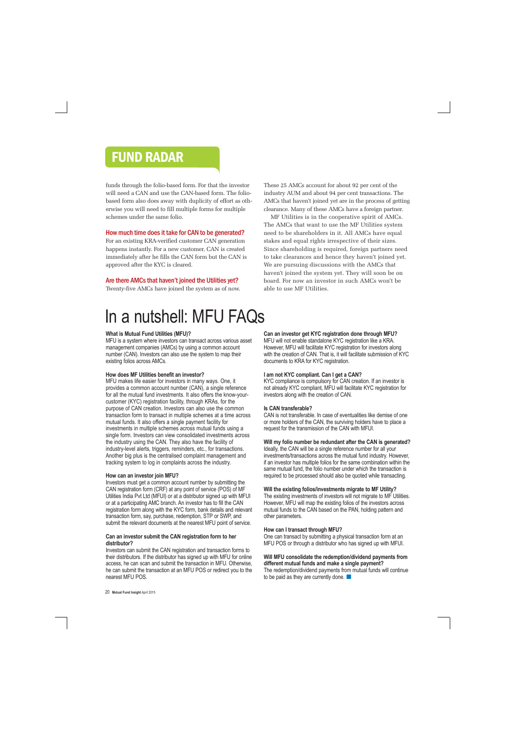## FUND RADAR

funds through the folio-based form. For that the investor will need a CAN and use the CAN-based form. The folio-based form also does away with duplicity of effort as otherwise you will need to fill multiple forms for multiple schemes under the same folio.

### How much time does it take for CAN to be generated?

For an existing KRA-verified customer CAN generation happens instantly. For a new customer, CAN is created immediately after he fills the CAN form but the CAN is approved after the KYC is cleared.

### Are there AMCs that haven't joined the Utilities yet?

Twenty-five AMCs have joined the system as of now. These 25 AMCs account for about 92 per cent of the industry AUM and about 94 per cent transactions. The AMCs that haven't joined yet are in the process of getting clearance. Many of these AMCs have a foreign partner.

MF Utilities is in the cooperative spirit of AMCs. The AMCs that want to use the MF Utilities system need to be shareholders in it. All AMCs have equal stakes and equal rights irrespective of their sizes. Since shareholding is required, foreign partners need to take clearances and hence they haven't joined yet. We are pursuing discussions with the AMCs that haven't joined the system yet. They will soon be on board. For now an investor in such AMCs won't be able to use MF Utilities.

# In a nutshell: MFU FAQs

**What is Mutual Fund Utilities (MFU)?**
MFU is a system where investors can transact across various asset management companies (AMCs) by using a common account number (CAN). Investors can also use the system to map their existing folios across AMCs.

**How does MF Utilities benefit an investor?**
MFU makes life easier for investors in many ways. One, it provides a common account number (CAN), a single reference for all the mutual fund investments. It also offers the know-your-customer (KYC) registration facility, through KRAs, for the purpose of CAN creation. Investors can also use the common transaction form to transact in multiple schemes at a time across mutual funds. It also offers a single payment facility for investments in multiple schemes across mutual funds using a single form. Investors can view consolidated investments across the industry using the CAN. They also have the facility of industry-level alerts, triggers, reminders, etc., for transactions. Another big plus is the centralised complaint management and tracking system to log in complaints across the industry.

**How can an investor join MFU?**
Investors must get a common account number by submitting the CAN registration form (CRF) at any point of service (POS) of MF Utilities India Pvt Ltd (MFUI) or at a distributor signed up with MFUI or at a participating AMC branch. An investor has to fill the CAN registration form along with the KYC form, bank details and relevant transaction form, say, purchase, redemption, STP or SWP, and submit the relevant documents at the nearest MFU point of service.

**Can an investor submit the CAN registration form to her distributor?**
Investors can submit the CAN registration and transaction forms to their distributors. If the distributor has signed up with MFU for online access, he can scan and submit the transaction in MFU. Otherwise, he can submit the transaction at an MFU POS or redirect you to the nearest MFU POS.

**Can an investor get KYC registration done through MFU?**
MFU will not enable standalone KYC registration like a KRA. However, MFU will facilitate KYC registration for investors along with the creation of CAN. That is, it will facilitate submission of KYC documents to KRA for KYC registration.

**I am not KYC compliant. Can I get a CAN?**
KYC compliance is compulsory for CAN creation. If an investor is not already KYC compliant, MFU will facilitate KYC registration for investors along with the creation of CAN.

**Is CAN transferable?**
CAN is not transferable. In case of eventualities like demise of one or more holders of the CAN, the surviving holders have to place a request for the transmission of the CAN with MFUI.

**Will my folio number be redundant after the CAN is generated?**
Ideally, the CAN will be a single reference number for all your investments/transactions across the mutual fund industry. However, if an investor has multiple folios for the same combination within the same mutual fund, the folio number under which the transaction is required to be processed should also be quoted while transacting.

**Will the existing folios/investments migrate to MF Utility?**
The existing investments of investors will not migrate to MF Utilities. However, MFU will map the existing folios of the investors across mutual funds to the CAN based on the PAN, holding pattern and other parameters.

**How can I transact through MFU?**
One can transact by submitting a physical transaction form at an MFU POS or through a distributor who has signed up with MFUI.

**Will MFU consolidate the redemption/dividend payments from different mutual funds and make a single payment?**
The redemption/dividend payments from mutual funds will continue to be paid as they are currently done.